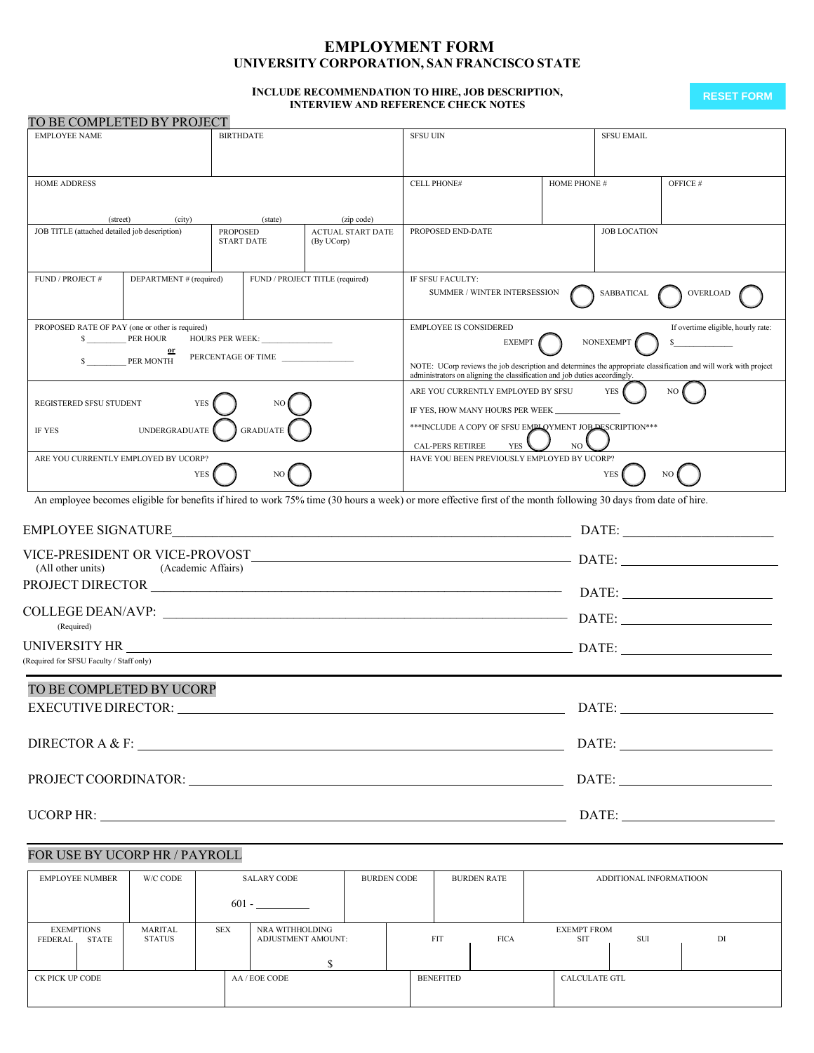# EMPLOYMENT FORM

## UNIVERSITY CORPORATION, SAN FRANCISCO STATE

**INCLUDE RECOMMENDATION TO HIRE, JOB DESCRIPTION, INTERVIEW AND REFERENCE CHECK NOTES**

RESET FORM

### TO BE COMPLETED BY PROJECT

| EMPLOYEE NAME | BIRTHDATE | SFSU UIN | SFSU EMAIL |
|---|---|---|---|
| | | | |

| HOME ADDRESS (street) (city) (state) (zip code) | CELL PHONE# | HOME PHONE # | OFFICE # |
|---|---|---|---|
| | | | |

| JOB TITLE (attached detailed job description) | PROPOSED START DATE | ACTUAL START DATE (By UCorp) | PROPOSED END-DATE | JOB LOCATION |
|---|---|---|---|---|
| | | | | |

| FUND / PROJECT # | DEPARTMENT # (required) | FUND / PROJECT TITLE (required) | IF SFSU FACULTY: SUMMER / WINTER INTERSESSION ◯ SABBATICAL ◯ OVERLOAD ◯ |
|---|---|---|---|
| | | | |

PROPOSED RATE OF PAY (one or other is required)
$ _________ PER HOUR  HOURS PER WEEK: ________________
or
$ _________ PER MONTH  PERCENTAGE OF TIME ________________

EMPLOYEE IS CONSIDERED  EXEMPT ◯  NONEXEMPT ◯  If overtime eligible, hourly rate: $______________

NOTE: UCorp reviews the job description and determines the appropriate classification and will work with project administrators on aligning the classification and job duties accordingly.

REGISTERED SFSU STUDENT  YES ◯  NO ◯
IF YES  UNDERGRADUATE ◯  GRADUATE ◯

ARE YOU CURRENTLY EMPLOYED BY SFSU  YES ◯  NO ◯
IF YES, HOW MANY HOURS PER WEEK ______________
***INCLUDE A COPY OF SFSU EMPLOYMENT JOB DESCRIPTION***
CAL-PERS RETIREE  YES ◯  NO ◯

ARE YOU CURRENTLY EMPLOYED BY UCORP?  YES ◯  NO ◯

HAVE YOU BEEN PREVIOUSLY EMPLOYED BY UCORP?  YES ◯  NO ◯

An employee becomes eligible for benefits if hired to work 75% time (30 hours a week) or more effective first of the month following 30 days from date of hire.

EMPLOYEE SIGNATURE ______________________________ DATE: ______________

VICE-PRESIDENT OR VICE-PROVOST ______________________________ DATE: ______________
(All other units) (Academic Affairs)

PROJECT DIRECTOR ______________________________ DATE: ______________

COLLEGE DEAN/AVP: ______________________________ DATE: ______________
(Required)

UNIVERSITY HR ______________________________ DATE: ______________
(Required for SFSU Faculty / Staff only)

### TO BE COMPLETED BY UCORP

EXECUTIVE DIRECTOR: ______________________________ DATE: ______________

DIRECTOR A & F: ______________________________ DATE: ______________

PROJECT COORDINATOR: ______________________________ DATE: ______________

UCORP HR: ______________________________ DATE: ______________

### FOR USE BY UCORP HR / PAYROLL

| EMPLOYEE NUMBER | W/C CODE | SALARY CODE | BURDEN CODE | BURDEN RATE | ADDITIONAL INFORMATIOON |
|---|---|---|---|---|---|
| | | 601 - _________ | | | |

| EXEMPTIONS FEDERAL STATE | MARITAL STATUS | SEX | NRA WITHHOLDING ADJUSTMENT AMOUNT: | FIT | FICA | EXEMPT FROM SIT | SUI | DI |
|---|---|---|---|---|---|---|---|---|
| | | | $ | | | | | |

| CK PICK UP CODE | AA / EOE CODE | BENEFITED | CALCULATE GTL |
|---|---|---|---|
| | | | |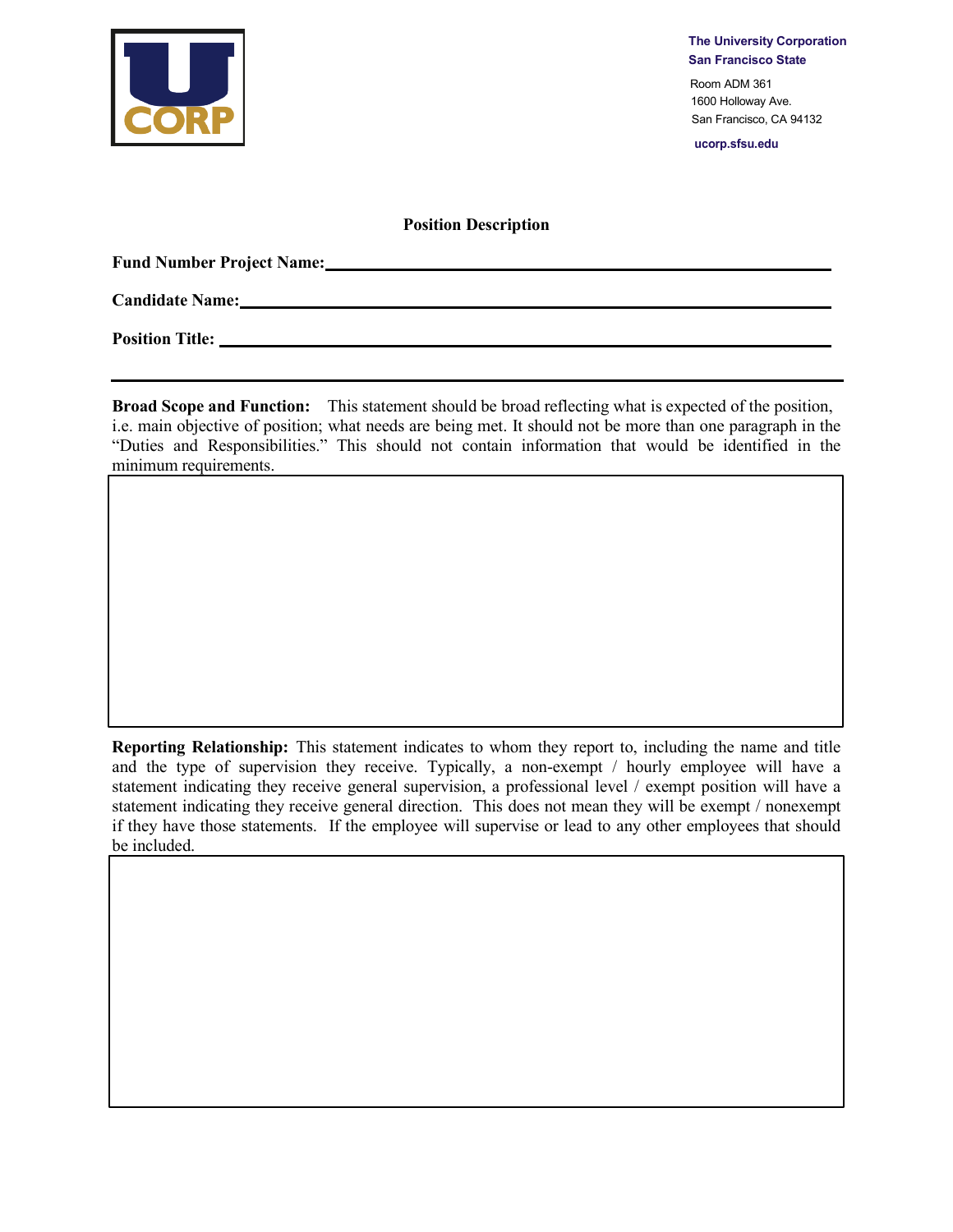The University Corporation
San Francisco State

Room ADM 361
1600 Holloway Ave.
San Francisco, CA 94132

ucorp.sfsu.edu

## Position Description

**Fund Number Project Name:** ______________________________________________

**Candidate Name:** ______________________________________________

**Position Title:** ______________________________________________

---

**Broad Scope and Function:** This statement should be broad reflecting what is expected of the position, i.e. main objective of position; what needs are being met. It should not be more than one paragraph in the "Duties and Responsibilities." This should not contain information that would be identified in the minimum requirements.

**Reporting Relationship:** This statement indicates to whom they report to, including the name and title and the type of supervision they receive. Typically, a non-exempt / hourly employee will have a statement indicating they receive general supervision, a professional level / exempt position will have a statement indicating they receive general direction. This does not mean they will be exempt / nonexempt if they have those statements. If the employee will supervise or lead to any other employees that should be included.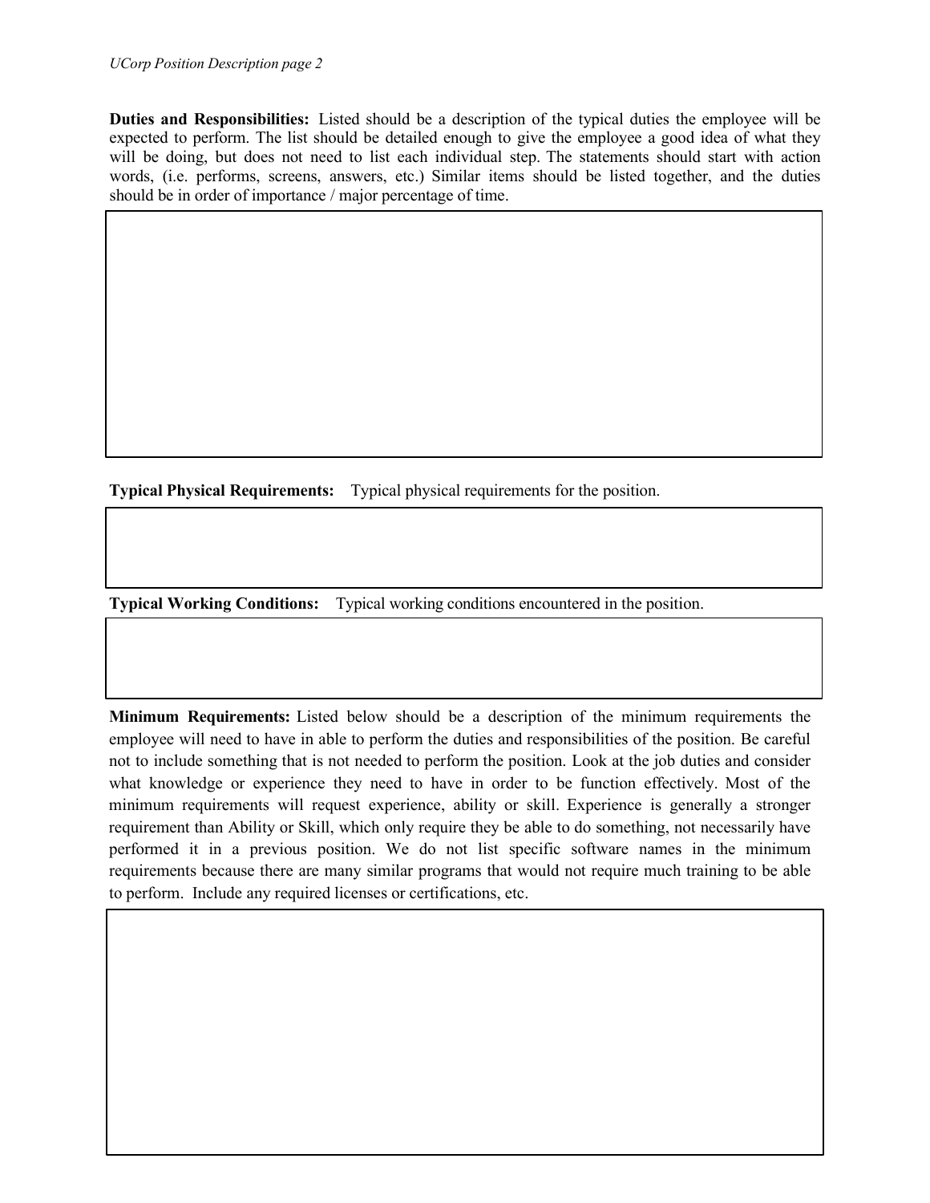**Duties and Responsibilities:** Listed should be a description of the typical duties the employee will be expected to perform. The list should be detailed enough to give the employee a good idea of what they will be doing, but does not need to list each individual step. The statements should start with action words, (i.e. performs, screens, answers, etc.) Similar items should be listed together, and the duties should be in order of importance / major percentage of time.

**Typical Physical Requirements:** Typical physical requirements for the position.

**Typical Working Conditions:** Typical working conditions encountered in the position.

**Minimum Requirements:** Listed below should be a description of the minimum requirements the employee will need to have in able to perform the duties and responsibilities of the position. Be careful not to include something that is not needed to perform the position. Look at the job duties and consider what knowledge or experience they need to have in order to be function effectively. Most of the minimum requirements will request experience, ability or skill. Experience is generally a stronger requirement than Ability or Skill, which only require they be able to do something, not necessarily have performed it in a previous position. We do not list specific software names in the minimum requirements because there are many similar programs that would not require much training to be able to perform. Include any required licenses or certifications, etc.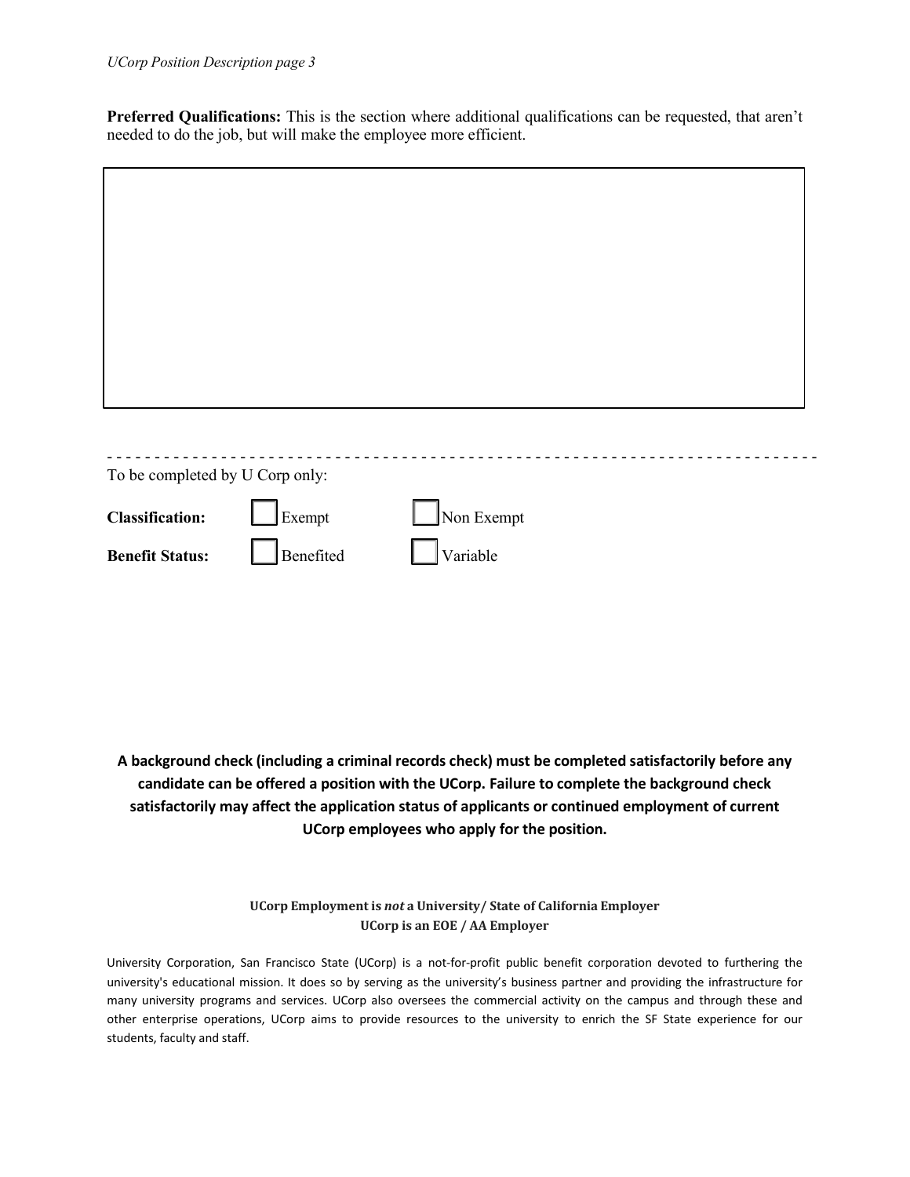**Preferred Qualifications:** This is the section where additional qualifications can be requested, that aren't needed to do the job, but will make the employee more efficient.

- - - - - - - - - - - - - - - - - - - - - - - - - - - - - - - - - - - - - - - - - - - - - - - - - - - - - - - - - - - - - - - - - - - - - - - -

To be completed by U Corp only:

**Classification:** ☐ Exempt ☐ Non Exempt

**Benefit Status:** ☐ Benefited ☐ Variable

**A background check (including a criminal records check) must be completed satisfactorily before any candidate can be offered a position with the UCorp. Failure to complete the background check satisfactorily may affect the application status of applicants or continued employment of current UCorp employees who apply for the position.**

**UCorp Employment is *not* a University/ State of California Employer**
**UCorp is an EOE / AA Employer**

University Corporation, San Francisco State (UCorp) is a not-for-profit public benefit corporation devoted to furthering the university's educational mission. It does so by serving as the university's business partner and providing the infrastructure for many university programs and services. UCorp also oversees the commercial activity on the campus and through these and other enterprise operations, UCorp aims to provide resources to the university to enrich the SF State experience for our students, faculty and staff.